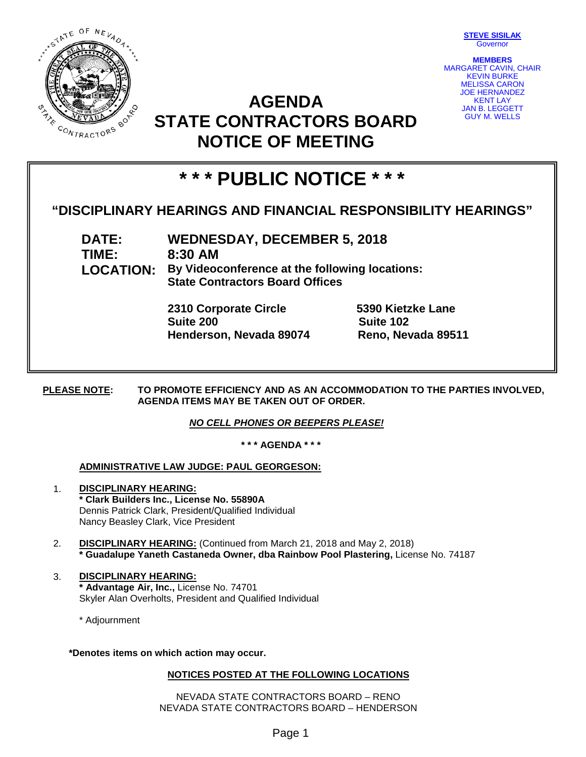**STEVE SISILAK**
Governor

**MEMBERS**
MARGARET CAVIN, CHAIR
KEVIN BURKE
MELISSA CARON
JOE HERNANDEZ
KENT LAY
JAN B. LEGGETT
GUY M. WELLS

# AGENDA
# STATE CONTRACTORS BOARD
# NOTICE OF MEETING

# * * * PUBLIC NOTICE * * *

## "DISCIPLINARY HEARINGS AND FINANCIAL RESPONSIBILITY HEARINGS"

**DATE:** **WEDNESDAY, DECEMBER 5, 2018**

**TIME:** **8:30 AM**

**LOCATION:** **By Videoconference at the following locations:**
**State Contractors Board Offices**

**2310 Corporate Circle**
**Suite 200**
**Henderson, Nevada 89074**

**5390 Kietzke Lane**
**Suite 102**
**Reno, Nevada 89511**

**PLEASE NOTE:** **TO PROMOTE EFFICIENCY AND AS AN ACCOMMODATION TO THE PARTIES INVOLVED, AGENDA ITEMS MAY BE TAKEN OUT OF ORDER.**

***NO CELL PHONES OR BEEPERS PLEASE!***

**\* \* \* AGENDA \* \* \***

**ADMINISTRATIVE LAW JUDGE: PAUL GEORGESON:**

1. **DISCIPLINARY HEARING:**
   **\* Clark Builders Inc., License No. 55890A**
   Dennis Patrick Clark, President/Qualified Individual
   Nancy Beasley Clark, Vice President

2. **DISCIPLINARY HEARING:** (Continued from March 21, 2018 and May 2, 2018)
   **\* Guadalupe Yaneth Castaneda Owner, dba Rainbow Pool Plastering,** License No. 74187

3. **DISCIPLINARY HEARING:**
   **\* Advantage Air, Inc.,** License No. 74701
   Skyler Alan Overholts, President and Qualified Individual

   \* Adjournment

**\*Denotes items on which action may occur.**

**NOTICES POSTED AT THE FOLLOWING LOCATIONS**

NEVADA STATE CONTRACTORS BOARD – RENO
NEVADA STATE CONTRACTORS BOARD – HENDERSON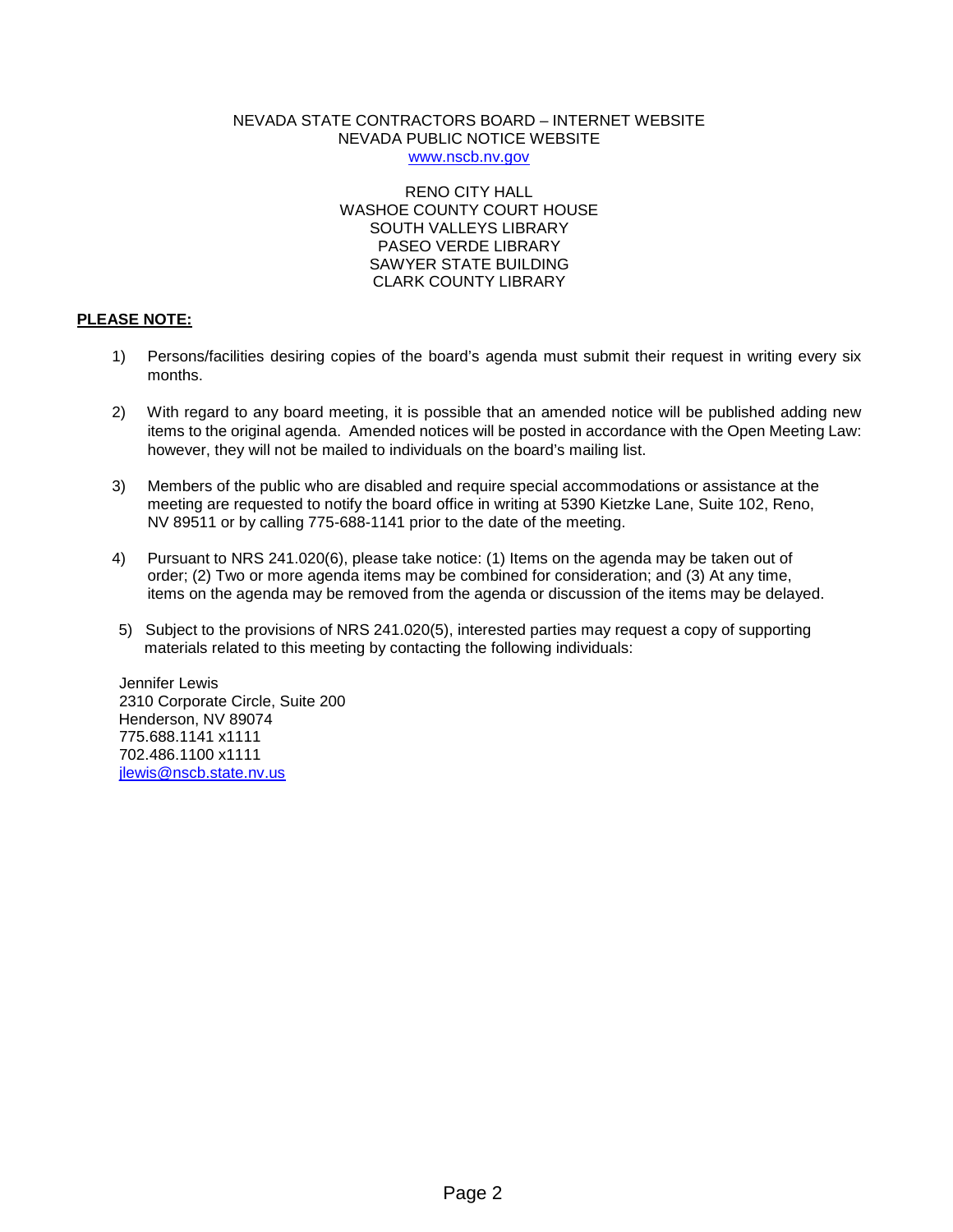NEVADA STATE CONTRACTORS BOARD – INTERNET WEBSITE
NEVADA PUBLIC NOTICE WEBSITE
[www.nscb.nv.gov](http://www.nscb.nv.gov)

RENO CITY HALL
WASHOE COUNTY COURT HOUSE
SOUTH VALLEYS LIBRARY
PASEO VERDE LIBRARY
SAWYER STATE BUILDING
CLARK COUNTY LIBRARY

**PLEASE NOTE:**

1) Persons/facilities desiring copies of the board's agenda must submit their request in writing every six months.

2) With regard to any board meeting, it is possible that an amended notice will be published adding new items to the original agenda. Amended notices will be posted in accordance with the Open Meeting Law: however, they will not be mailed to individuals on the board's mailing list.

3) Members of the public who are disabled and require special accommodations or assistance at the meeting are requested to notify the board office in writing at 5390 Kietzke Lane, Suite 102, Reno, NV 89511 or by calling 775-688-1141 prior to the date of the meeting.

4) Pursuant to NRS 241.020(6), please take notice: (1) Items on the agenda may be taken out of order; (2) Two or more agenda items may be combined for consideration; and (3) At any time, items on the agenda may be removed from the agenda or discussion of the items may be delayed.

5) Subject to the provisions of NRS 241.020(5), interested parties may request a copy of supporting materials related to this meeting by contacting the following individuals:

Jennifer Lewis
2310 Corporate Circle, Suite 200
Henderson, NV 89074
775.688.1141 x1111
702.486.1100 x1111
[jlewis@nscb.state.nv.us](mailto:jlewis@nscb.state.nv.us)